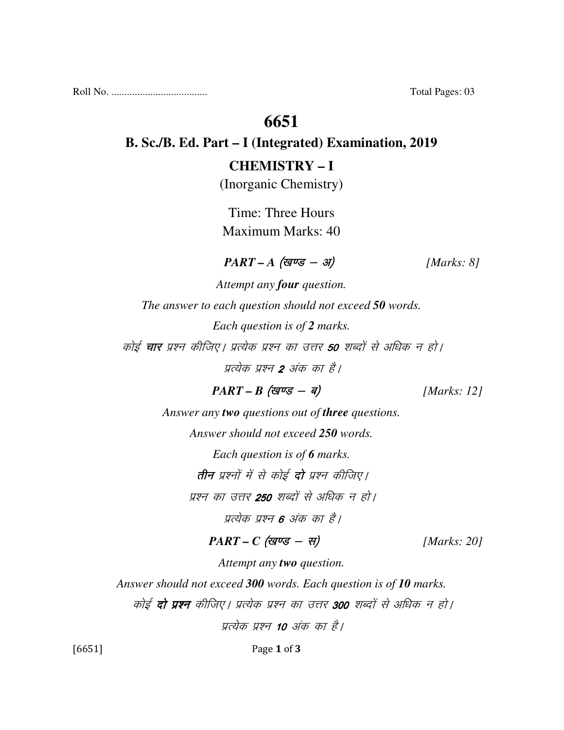Roll No. ..................................... Total Pages: 03

# 6651

## B. Sc./B. Ed. Part – I (Integrated) Examination, 2019

## CHEMISTRY – I

(Inorganic Chemistry)

Time: Three Hours

Maximum Marks: 40

***PART – A (खण्ड – अ)*** *[Marks: 8]*

*Attempt any* ***four*** *question.*

*The answer to each question should not exceed* ***50*** *words.*

*Each question is of* ***2*** *marks.*

*कोई* ***चार*** *प्रश्न कीजिए। प्रत्येक प्रश्न का उत्तर* ***50*** *शब्दों से अधिक न हो।*

*प्रत्येक प्रश्न* ***2*** *अंक का है।*

***PART – B (खण्ड – ब)*** *[Marks: 12]*

*Answer any* ***two*** *questions out of* ***three*** *questions.*

*Answer should not exceed* ***250*** *words.*

*Each question is of* ***6*** *marks.*

***तीन*** *प्रश्नों में से कोई* ***दो*** *प्रश्न कीजिए।*

*प्रश्न का उत्तर* ***250*** *शब्दों से अधिक न हो।*

*प्रत्येक प्रश्न* ***6*** *अंक का है।*

***PART – C (खण्ड – स)*** *[Marks: 20]*

*Attempt any* ***two*** *question.*

*Answer should not exceed* ***300*** *words. Each question is of* ***10*** *marks.*

*कोई* ***दो प्रश्न*** *कीजिए। प्रत्येक प्रश्न का उत्तर* ***300*** *शब्दों से अधिक न हो।*

*प्रत्येक प्रश्न* ***10*** *अंक का है।*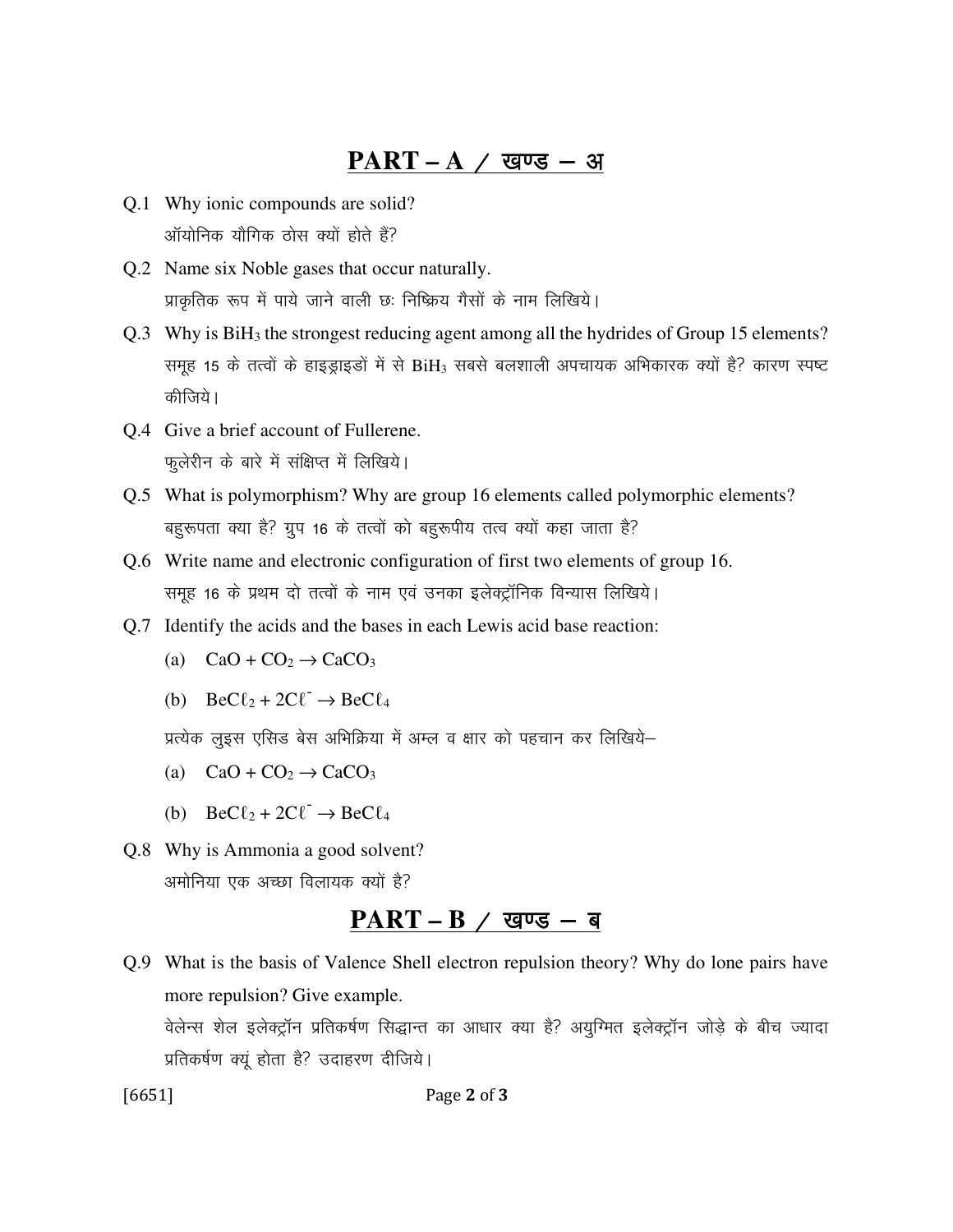## PART – A / खण्ड – अ

Q.1 Why ionic compounds are solid?

ऑयोनिक यौगिक ठोस क्यों होते हैं?

Q.2 Name six Noble gases that occur naturally.

प्राकृतिक रूप में पाये जाने वाली छः निष्क्रिय गैसों के नाम लिखिये।

Q.3 Why is $BiH_3$ the strongest reducing agent among all the hydrides of Group 15 elements?

समूह 15 के तत्वों के हाइड्राइडों में से $BiH_3$ सबसे बलशाली अपचायक अभिकारक क्यों है? कारण स्पष्ट कीजिये।

Q.4 Give a brief account of Fullerene.

फुलेरीन के बारे में संक्षिप्त में लिखिये।

Q.5 What is polymorphism? Why are group 16 elements called polymorphic elements?

बहुरूपता क्या है? ग्रुप 16 के तत्वों को बहुरूपीय तत्व क्यों कहा जाता है?

Q.6 Write name and electronic configuration of first two elements of group 16.

समूह 16 के प्रथम दो तत्वों के नाम एवं उनका इलेक्ट्रॉनिक विन्यास लिखिये।

Q.7 Identify the acids and the bases in each Lewis acid base reaction:

(a) $CaO + CO_2 \rightarrow CaCO_3$

(b) $BeC\ell_2 + 2C\ell^- \rightarrow BeC\ell_4$

प्रत्येक लुइस एसिड बेस अभिक्रिया में अम्ल व क्षार को पहचान कर लिखिये–

(a) $CaO + CO_2 \rightarrow CaCO_3$

(b) $BeC\ell_2 + 2C\ell^- \rightarrow BeC\ell_4$

Q.8 Why is Ammonia a good solvent?

अमोनिया एक अच्छा विलायक क्यों है?

## PART – B / खण्ड – ब

Q.9 What is the basis of Valence Shell electron repulsion theory? Why do lone pairs have more repulsion? Give example.

वेलेन्स शेल इलेक्ट्रॉन प्रतिकर्षण सिद्धान्त का आधार क्या है? अयुग्मित इलेक्ट्रॉन जोड़े के बीच ज्यादा प्रतिकर्षण क्यूं होता है? उदाहरण दीजिये।

[6651]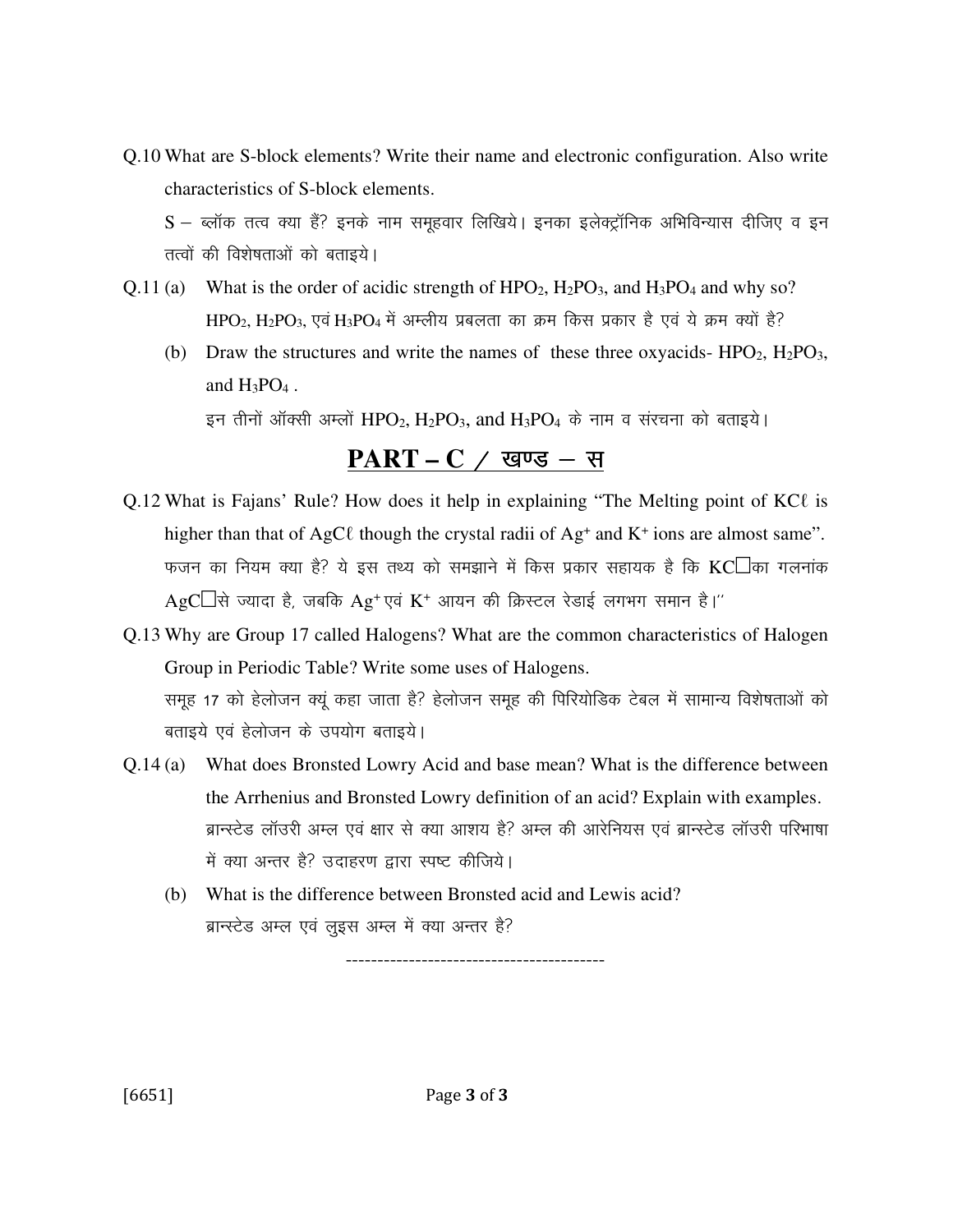Q.10 What are S-block elements? Write their name and electronic configuration. Also write characteristics of S-block elements.

S – ब्लॉक तत्व क्या हैं? इनके नाम समूहवार लिखिये। इनका इलेक्ट्रॉनिक अभिविन्यास दीजिए व इन तत्वों की विशेषताओं को बताइये।

Q.11 (a) What is the order of acidic strength of $HPO_2$, $H_2PO_3$, and $H_3PO_4$ and why so?

$HPO_2$, $H_2PO_3$, एवं $H_3PO_4$ में अम्लीय प्रबलता का क्रम किस प्रकार है एवं ये क्रम क्यों है?

(b) Draw the structures and write the names of these three oxyacids- $HPO_2$, $H_2PO_3$, and $H_3PO_4$ .

इन तीनों ऑक्सी अम्लों $HPO_2$, $H_2PO_3$, and $H_3PO_4$ के नाम व संरचना को बताइये।

## PART – C / खण्ड – स

Q.12 What is Fajans' Rule? How does it help in explaining "The Melting point of $KC\ell$ is higher than that of $AgC\ell$ though the crystal radii of $Ag^+$ and $K^+$ ions are almost same".

फजन का नियम क्या है? ये इस तथ्य को समझाने में किस प्रकार सहायक है कि KC□का गलनांक AgC□से ज्यादा है, जबकि $Ag^+$ एवं $K^+$ आयन की क्रिस्टल रेडाई लगभग समान है।''

Q.13 Why are Group 17 called Halogens? What are the common characteristics of Halogen Group in Periodic Table? Write some uses of Halogens.

समूह 17 को हेलोजन क्यूं कहा जाता है? हेलोजन समूह की पिरियोडिक टेबल में सामान्य विशेषताओं को बताइये एवं हेलोजन के उपयोग बताइये।

Q.14 (a) What does Bronsted Lowry Acid and base mean? What is the difference between the Arrhenius and Bronsted Lowry definition of an acid? Explain with examples.

ब्रान्स्टेड लॉउरी अम्ल एवं क्षार से क्या आशय है? अम्ल की आरेनियस एवं ब्रान्स्टेड लॉउरी परिभाषा में क्या अन्तर है? उदाहरण द्वारा स्पष्ट कीजिये।

(b) What is the difference between Bronsted acid and Lewis acid?

ब्रान्स्टेड अम्ल एवं लुइस अम्ल में क्या अन्तर है?

-----------------------------------------

[6651]